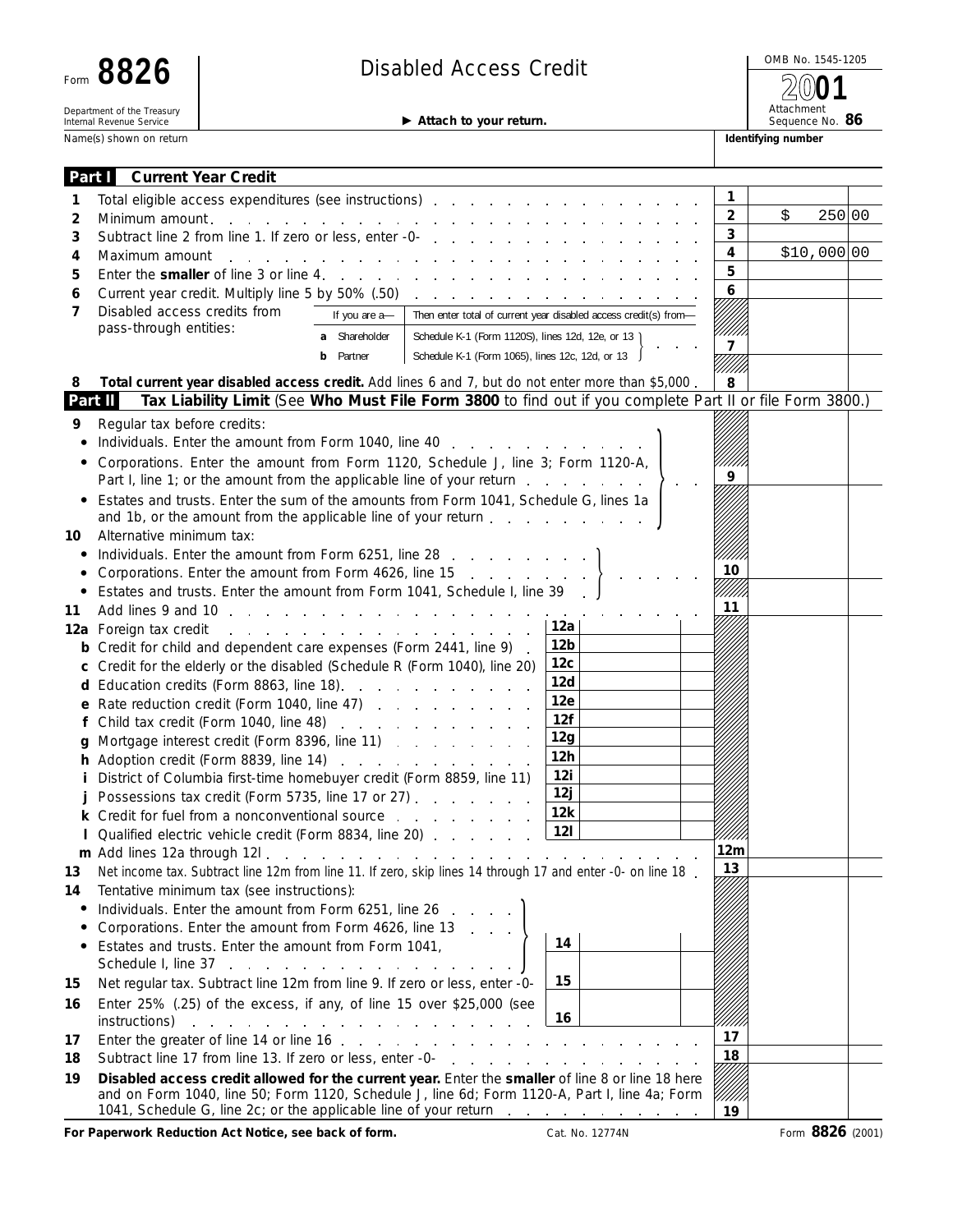Form **8826**

Department of the Treasury
Internal Revenue Service

# Disabled Access Credit

▶ **Attach to your return.**

OMB No. 1545-1205

**2001**

Attachment Sequence No. **86**

Name(s) shown on return | **Identifying number**

## Part I Current Year Credit

| | | | |
|---|---|---|---|
| **1** | Total eligible access expenditures (see instructions) | **1** | |
| **2** | Minimum amount | **2** | $ 250 00 |
| **3** | Subtract line 2 from line 1. If zero or less, enter -0- | **3** | |
| **4** | Maximum amount | **4** | $10,000 00 |
| **5** | Enter the **smaller** of line 3 or line 4 | **5** | |
| **6** | Current year credit. Multiply line 5 by 50% (.50) | **6** | |
| **7** | Disabled access credits from pass-through entities: If you are a— **a** Shareholder — Then enter total of current year disabled access credit(s) from— Schedule K-1 (Form 1120S), lines 12d, 12e, or 13; **b** Partner — Schedule K-1 (Form 1065), lines 12c, 12d, or 13 | **7** | |
| **8** | **Total current year disabled access credit.** Add lines 6 and 7, but do not enter more than $5,000 | **8** | |

## Part II Tax Liability Limit (See **Who Must File Form 3800** to find out if you complete Part II or file Form 3800.)

| | | | | | |
|---|---|---|---|---|---|
| **9** | Regular tax before credits: • Individuals. Enter the amount from Form 1040, line 40 • Corporations. Enter the amount from Form 1120, Schedule J, line 3; Form 1120-A, Part I, line 1; or the amount from the applicable line of your return • Estates and trusts. Enter the sum of the amounts from Form 1041, Schedule G, lines 1a and 1b, or the amount from the applicable line of your return | | | **9** | |
| **10** | Alternative minimum tax: • Individuals. Enter the amount from Form 6251, line 28 • Corporations. Enter the amount from Form 4626, line 15 • Estates and trusts. Enter the amount from Form 1041, Schedule I, line 39 | | | **10** | |
| **11** | Add lines 9 and 10 | | | **11** | |
| **12a** | Foreign tax credit | **12a** | | | |
| **b** | Credit for child and dependent care expenses (Form 2441, line 9) | **12b** | | | |
| **c** | Credit for the elderly or the disabled (Schedule R (Form 1040), line 20) | **12c** | | | |
| **d** | Education credits (Form 8863, line 18) | **12d** | | | |
| **e** | Rate reduction credit (Form 1040, line 47) | **12e** | | | |
| **f** | Child tax credit (Form 1040, line 48) | **12f** | | | |
| **g** | Mortgage interest credit (Form 8396, line 11) | **12g** | | | |
| **h** | Adoption credit (Form 8839, line 14) | **12h** | | | |
| **i** | District of Columbia first-time homebuyer credit (Form 8859, line 11) | **12i** | | | |
| **j** | Possessions tax credit (Form 5735, line 17 or 27) | **12j** | | | |
| **k** | Credit for fuel from a nonconventional source | **12k** | | | |
| **l** | Qualified electric vehicle credit (Form 8834, line 20) | **12l** | | | |
| **m** | Add lines 12a through 12l | | | **12m** | |
| **13** | Net income tax. Subtract line 12m from line 11. If zero, skip lines 14 through 17 and enter -0- on line 18 | | | **13** | |
| **14** | Tentative minimum tax (see instructions): • Individuals. Enter the amount from Form 6251, line 26 • Corporations. Enter the amount from Form 4626, line 13 • Estates and trusts. Enter the amount from Form 1041, Schedule I, line 37 | **14** | | | |
| **15** | Net regular tax. Subtract line 12m from line 9. If zero or less, enter -0- | **15** | | | |
| **16** | Enter 25% (.25) of the excess, if any, of line 15 over $25,000 (see instructions) | **16** | | | |
| **17** | Enter the greater of line 14 or line 16 | | | **17** | |
| **18** | Subtract line 17 from line 13. If zero or less, enter -0- | | | **18** | |
| **19** | **Disabled access credit allowed for the current year.** Enter the **smaller** of line 8 or line 18 here and on Form 1040, line 50; Form 1120, Schedule J, line 6d; Form 1120-A, Part I, line 4a; Form 1041, Schedule G, line 2c; or the applicable line of your return | | | **19** | |

**For Paperwork Reduction Act Notice, see back of form.** Cat. No. 12774N Form **8826** (2001)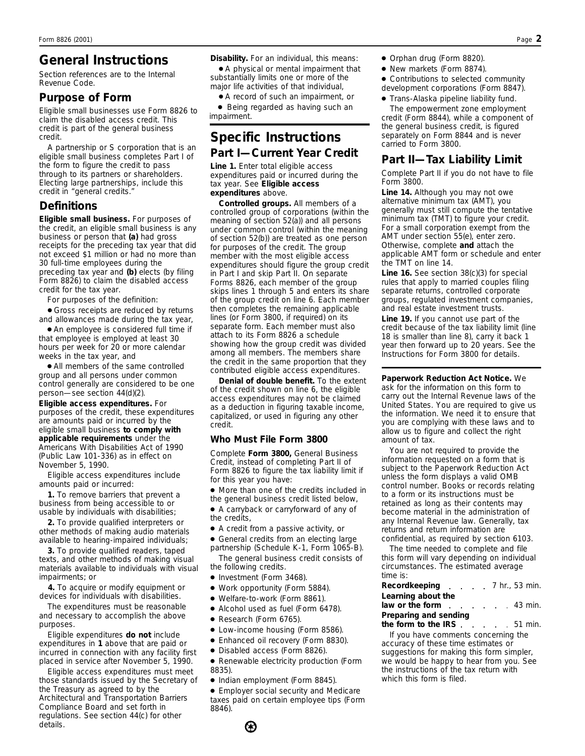# General Instructions

Section references are to the Internal Revenue Code.

## Purpose of Form

Eligible small businesses use Form 8826 to claim the disabled access credit. This credit is part of the general business credit.

A partnership or S corporation that is an eligible small business completes Part I of the form to figure the credit to pass through to its partners or shareholders. Electing large partnerships, include this credit in "general credits."

## Definitions

**Eligible small business.** For purposes of the credit, an eligible small business is any business or person that **(a)** had gross receipts for the preceding tax year that did not exceed $1 million or had no more than 30 full-time employees during the preceding tax year and **(b)** elects (by filing Form 8826) to claim the disabled access credit for the tax year.

For purposes of the definition:

- Gross receipts are reduced by returns and allowances made during the tax year,
- An employee is considered full time if that employee is employed at least 30 hours per week for 20 or more calendar weeks in the tax year, and
- All members of the same controlled group and all persons under common control generally are considered to be one person—see section 44(d)(2).

**Eligible access expenditures.** For purposes of the credit, these expenditures are amounts paid or incurred by the eligible small business **to comply with applicable requirements** under the Americans With Disabilities Act of 1990 (Public Law 101-336) as in effect on November 5, 1990.

Eligible access expenditures include amounts paid or incurred:

**1.** To remove barriers that prevent a business from being accessible to or usable by individuals with disabilities;

**2.** To provide qualified interpreters or other methods of making audio materials available to hearing-impaired individuals;

**3.** To provide qualified readers, taped texts, and other methods of making visual materials available to individuals with visual impairments; or

**4.** To acquire or modify equipment or devices for individuals with disabilities.

The expenditures must be reasonable and necessary to accomplish the above purposes.

Eligible expenditures **do not** include expenditures in **1** above that are paid or incurred in connection with any facility first placed in service after November 5, 1990.

Eligible access expenditures must meet those standards issued by the Secretary of the Treasury as agreed to by the Architectural and Transportation Barriers Compliance Board and set forth in regulations. See section 44(c) for other details.

**Disability.** For an individual, this means:

- A physical or mental impairment that substantially limits one or more of the major life activities of that individual,
- A record of such an impairment, or
- Being regarded as having such an impairment.

# Specific Instructions

## Part I—Current Year Credit

**Line 1.** Enter total eligible access expenditures paid or incurred during the tax year. See **Eligible access expenditures** above.

**Controlled groups.** All members of a controlled group of corporations (within the meaning of section 52(a)) and all persons under common control (within the meaning of section 52(b)) are treated as one person for purposes of the credit. The group member with the most eligible access expenditures should figure the group credit in Part I and skip Part II. On separate Forms 8826, each member of the group skips lines 1 through 5 and enters its share of the group credit on line 6. Each member then completes the remaining applicable lines (or Form 3800, if required) on its separate form. Each member must also attach to its Form 8826 a schedule showing how the group credit was divided among all members. The members share the credit in the same proportion that they contributed eligible access expenditures.

**Denial of double benefit.** To the extent of the credit shown on line 6, the eligible access expenditures may not be claimed as a deduction in figuring taxable income, capitalized, or used in figuring any other credit.

### Who Must File Form 3800

Complete **Form 3800,** General Business Credit, instead of completing Part II of Form 8826 to figure the tax liability limit if for this year you have:

- More than one of the credits included in the general business credit listed below,
- A carryback or carryforward of any of the credits,
- A credit from a passive activity, or
- General credits from an electing large partnership (Schedule K-1, Form 1065-B).

The general business credit consists of the following credits.

- Investment (Form 3468).
- Work opportunity (Form 5884).
- Welfare-to-work (Form 8861).
- Alcohol used as fuel (Form 6478).
- Research (Form 6765).
- Low-income housing (Form 8586).
- Enhanced oil recovery (Form 8830).
- Disabled access (Form 8826).
- Renewable electricity production (Form 8835).
- Indian employment (Form 8845).
- Employer social security and Medicare taxes paid on certain employee tips (Form 8846).
- Orphan drug (Form 8820).
- New markets (Form 8874).
- Contributions to selected community development corporations (Form 8847).
- Trans-Alaska pipeline liability fund.

The empowerment zone employment credit (Form 8844), while a component of the general business credit, is figured separately on Form 8844 and is never carried to Form 3800.

## Part II—Tax Liability Limit

Complete Part II if you do not have to file Form 3800.

**Line 14.** Although you may not owe alternative minimum tax (AMT), you generally must still compute the tentative minimum tax (TMT) to figure your credit. For a small corporation exempt from the AMT under section 55(e), enter zero. Otherwise, complete **and** attach the applicable AMT form or schedule and enter the TMT on line 14.

**Line 16.** See section 38(c)(3) for special rules that apply to married couples filing separate returns, controlled corporate groups, regulated investment companies, and real estate investment trusts.

**Line 19.** If you cannot use part of the credit because of the tax liability limit (line 18 is smaller than line 8), carry it back 1 year then forward up to 20 years. See the Instructions for Form 3800 for details.

**Paperwork Reduction Act Notice.** We ask for the information on this form to carry out the Internal Revenue laws of the United States. You are required to give us the information. We need it to ensure that you are complying with these laws and to allow us to figure and collect the right amount of tax.

You are not required to provide the information requested on a form that is subject to the Paperwork Reduction Act unless the form displays a valid OMB control number. Books or records relating to a form or its instructions must be retained as long as their contents may become material in the administration of any Internal Revenue law. Generally, tax returns and return information are confidential, as required by section 6103.

The time needed to complete and file this form will vary depending on individual circumstances. The estimated average time is:

| | |
|---|---|
| **Recordkeeping** | 7 hr., 53 min. |
| **Learning about the law or the form** | 43 min. |
| **Preparing and sending the form to the IRS** | 51 min. |

If you have comments concerning the accuracy of these time estimates or suggestions for making this form simpler, we would be happy to hear from you. See the instructions of the tax return with which this form is filed.